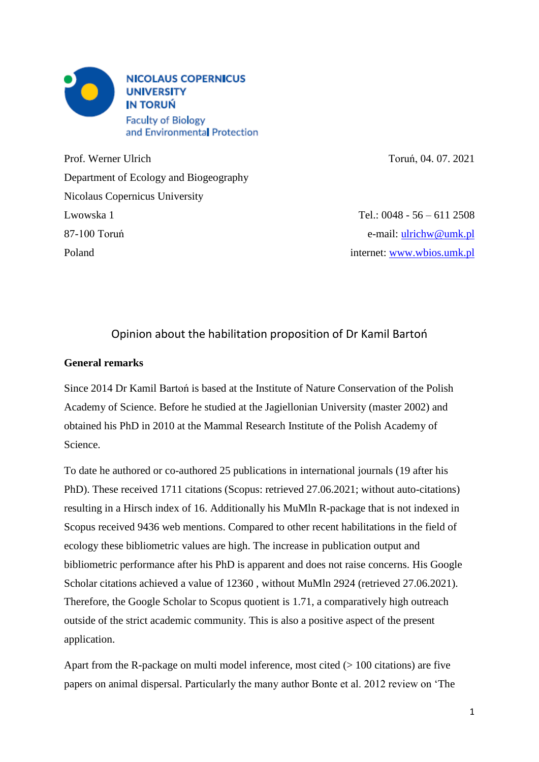NICOLAUS COPERNICUS UNIVERSITY IN TORUŃ
Faculty of Biology and Environmental Protection

Prof. Werner Ulrich
Department of Ecology and Biogeography
Nicolaus Copernicus University
Lwowska 1
87-100 Toruń
Poland

Toruń, 04. 07. 2021

Tel.: 0048 - 56 – 611 2508
e-mail: ulrichw@umk.pl
internet: www.wbios.umk.pl

## Opinion about the habilitation proposition of Dr Kamil Bartoń

**General remarks**

Since 2014 Dr Kamil Bartoń is based at the Institute of Nature Conservation of the Polish Academy of Science. Before he studied at the Jagiellonian University (master 2002) and obtained his PhD in 2010 at the Mammal Research Institute of the Polish Academy of Science.

To date he authored or co-authored 25 publications in international journals (19 after his PhD). These received 1711 citations (Scopus: retrieved 27.06.2021; without auto-citations) resulting in a Hirsch index of 16. Additionally his MuMIn R-package that is not indexed in Scopus received 9436 web mentions. Compared to other recent habilitations in the field of ecology these bibliometric values are high. The increase in publication output and bibliometric performance after his PhD is apparent and does not raise concerns. His Google Scholar citations achieved a value of 12360 , without MuMln 2924 (retrieved 27.06.2021). Therefore, the Google Scholar to Scopus quotient is 1.71, a comparatively high outreach outside of the strict academic community. This is also a positive aspect of the present application.

Apart from the R-package on multi model inference, most cited (> 100 citations) are five papers on animal dispersal. Particularly the many author Bonte et al. 2012 review on 'The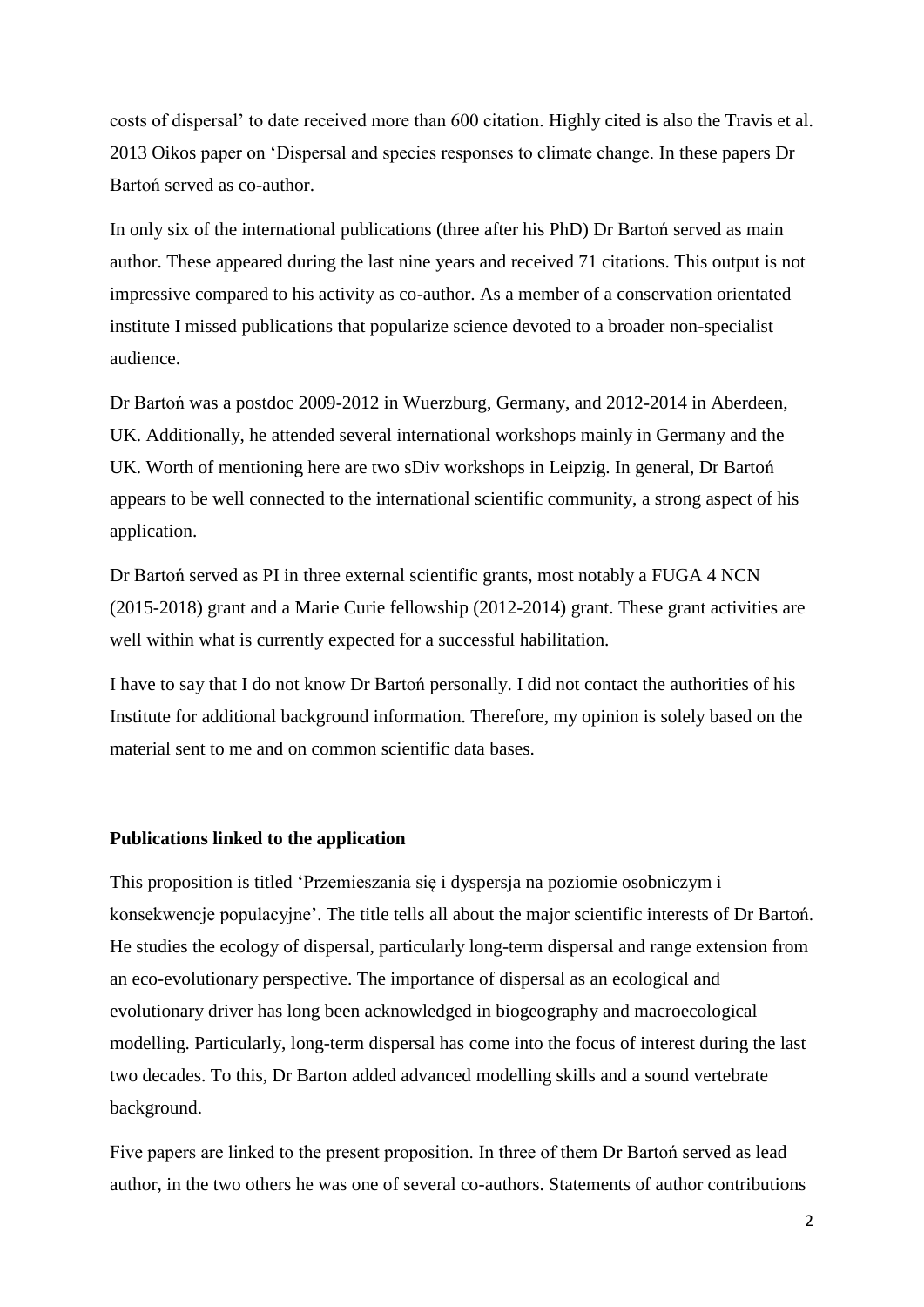costs of dispersal' to date received more than 600 citation. Highly cited is also the Travis et al. 2013 Oikos paper on 'Dispersal and species responses to climate change. In these papers Dr Bartoń served as co-author.

In only six of the international publications (three after his PhD) Dr Bartoń served as main author. These appeared during the last nine years and received 71 citations. This output is not impressive compared to his activity as co-author. As a member of a conservation orientated institute I missed publications that popularize science devoted to a broader non-specialist audience.

Dr Bartoń was a postdoc 2009-2012 in Wuerzburg, Germany, and 2012-2014 in Aberdeen, UK. Additionally, he attended several international workshops mainly in Germany and the UK. Worth of mentioning here are two sDiv workshops in Leipzig. In general, Dr Bartoń appears to be well connected to the international scientific community, a strong aspect of his application.

Dr Bartoń served as PI in three external scientific grants, most notably a FUGA 4 NCN (2015-2018) grant and a Marie Curie fellowship (2012-2014) grant. These grant activities are well within what is currently expected for a successful habilitation.

I have to say that I do not know Dr Bartoń personally. I did not contact the authorities of his Institute for additional background information. Therefore, my opinion is solely based on the material sent to me and on common scientific data bases.

### Publications linked to the application

This proposition is titled 'Przemieszania się i dyspersja na poziomie osobniczym i konsekwencje populacyjne'. The title tells all about the major scientific interests of Dr Bartoń. He studies the ecology of dispersal, particularly long-term dispersal and range extension from an eco-evolutionary perspective. The importance of dispersal as an ecological and evolutionary driver has long been acknowledged in biogeography and macroecological modelling. Particularly, long-term dispersal has come into the focus of interest during the last two decades. To this, Dr Barton added advanced modelling skills and a sound vertebrate background.

Five papers are linked to the present proposition. In three of them Dr Bartoń served as lead author, in the two others he was one of several co-authors. Statements of author contributions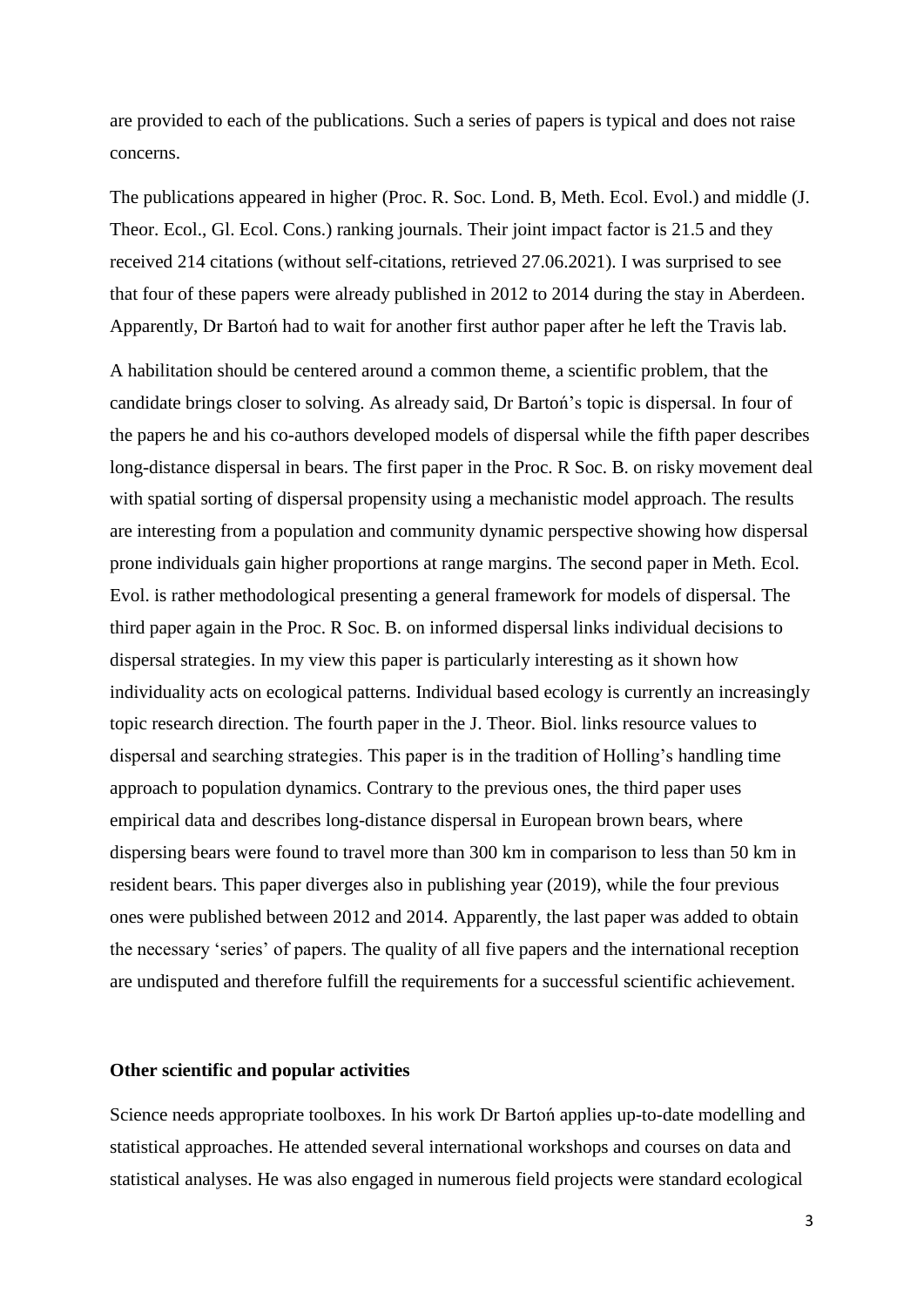are provided to each of the publications. Such a series of papers is typical and does not raise concerns.

The publications appeared in higher (Proc. R. Soc. Lond. B, Meth. Ecol. Evol.) and middle (J. Theor. Ecol., Gl. Ecol. Cons.) ranking journals. Their joint impact factor is 21.5 and they received 214 citations (without self-citations, retrieved 27.06.2021). I was surprised to see that four of these papers were already published in 2012 to 2014 during the stay in Aberdeen. Apparently, Dr Bartoń had to wait for another first author paper after he left the Travis lab.

A habilitation should be centered around a common theme, a scientific problem, that the candidate brings closer to solving. As already said, Dr Bartoń's topic is dispersal. In four of the papers he and his co-authors developed models of dispersal while the fifth paper describes long-distance dispersal in bears. The first paper in the Proc. R Soc. B. on risky movement deal with spatial sorting of dispersal propensity using a mechanistic model approach. The results are interesting from a population and community dynamic perspective showing how dispersal prone individuals gain higher proportions at range margins. The second paper in Meth. Ecol. Evol. is rather methodological presenting a general framework for models of dispersal. The third paper again in the Proc. R Soc. B. on informed dispersal links individual decisions to dispersal strategies. In my view this paper is particularly interesting as it shown how individuality acts on ecological patterns. Individual based ecology is currently an increasingly topic research direction. The fourth paper in the J. Theor. Biol. links resource values to dispersal and searching strategies. This paper is in the tradition of Holling's handling time approach to population dynamics. Contrary to the previous ones, the third paper uses empirical data and describes long-distance dispersal in European brown bears, where dispersing bears were found to travel more than 300 km in comparison to less than 50 km in resident bears. This paper diverges also in publishing year (2019), while the four previous ones were published between 2012 and 2014. Apparently, the last paper was added to obtain the necessary 'series' of papers. The quality of all five papers and the international reception are undisputed and therefore fulfill the requirements for a successful scientific achievement.

**Other scientific and popular activities**

Science needs appropriate toolboxes. In his work Dr Bartoń applies up-to-date modelling and statistical approaches. He attended several international workshops and courses on data and statistical analyses. He was also engaged in numerous field projects were standard ecological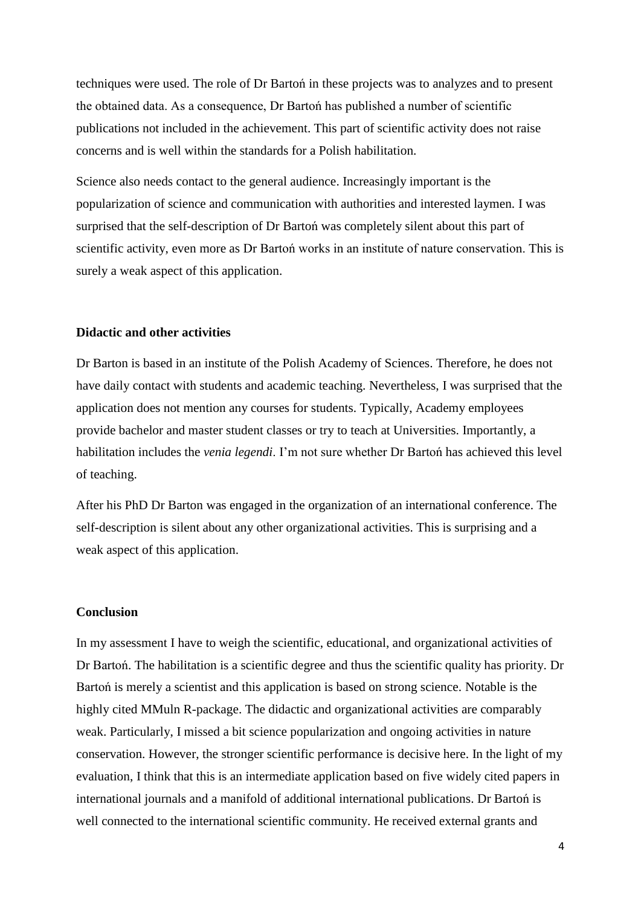techniques were used. The role of Dr Bartoń in these projects was to analyzes and to present the obtained data. As a consequence, Dr Bartoń has published a number of scientific publications not included in the achievement. This part of scientific activity does not raise concerns and is well within the standards for a Polish habilitation.

Science also needs contact to the general audience. Increasingly important is the popularization of science and communication with authorities and interested laymen. I was surprised that the self-description of Dr Bartoń was completely silent about this part of scientific activity, even more as Dr Bartoń works in an institute of nature conservation. This is surely a weak aspect of this application.

**Didactic and other activities**

Dr Barton is based in an institute of the Polish Academy of Sciences. Therefore, he does not have daily contact with students and academic teaching. Nevertheless, I was surprised that the application does not mention any courses for students. Typically, Academy employees provide bachelor and master student classes or try to teach at Universities. Importantly, a habilitation includes the *venia legendi*. I'm not sure whether Dr Bartoń has achieved this level of teaching.

After his PhD Dr Barton was engaged in the organization of an international conference. The self-description is silent about any other organizational activities. This is surprising and a weak aspect of this application.

**Conclusion**

In my assessment I have to weigh the scientific, educational, and organizational activities of Dr Bartoń. The habilitation is a scientific degree and thus the scientific quality has priority. Dr Bartoń is merely a scientist and this application is based on strong science. Notable is the highly cited MMuln R-package. The didactic and organizational activities are comparably weak. Particularly, I missed a bit science popularization and ongoing activities in nature conservation. However, the stronger scientific performance is decisive here. In the light of my evaluation, I think that this is an intermediate application based on five widely cited papers in international journals and a manifold of additional international publications. Dr Bartoń is well connected to the international scientific community. He received external grants and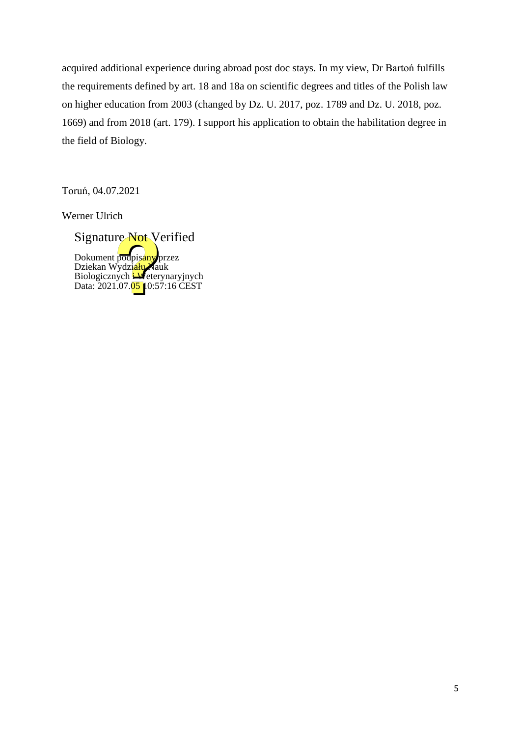acquired additional experience during abroad post doc stays. In my view, Dr Bartoń fulfills the requirements defined by art. 18 and 18a on scientific degrees and titles of the Polish law on higher education from 2003 (changed by Dz. U. 2017, poz. 1789 and Dz. U. 2018, poz. 1669) and from 2018 (art. 179). I support his application to obtain the habilitation degree in the field of Biology.

Toruń, 04.07.2021

Werner Ulrich

Signature Not Verified

Dokument podpisany przez
Dziekan Wydziału Nauk
Biologicznych i Weterynaryjnych
Data: 2021.07.05 10:57:16 CEST